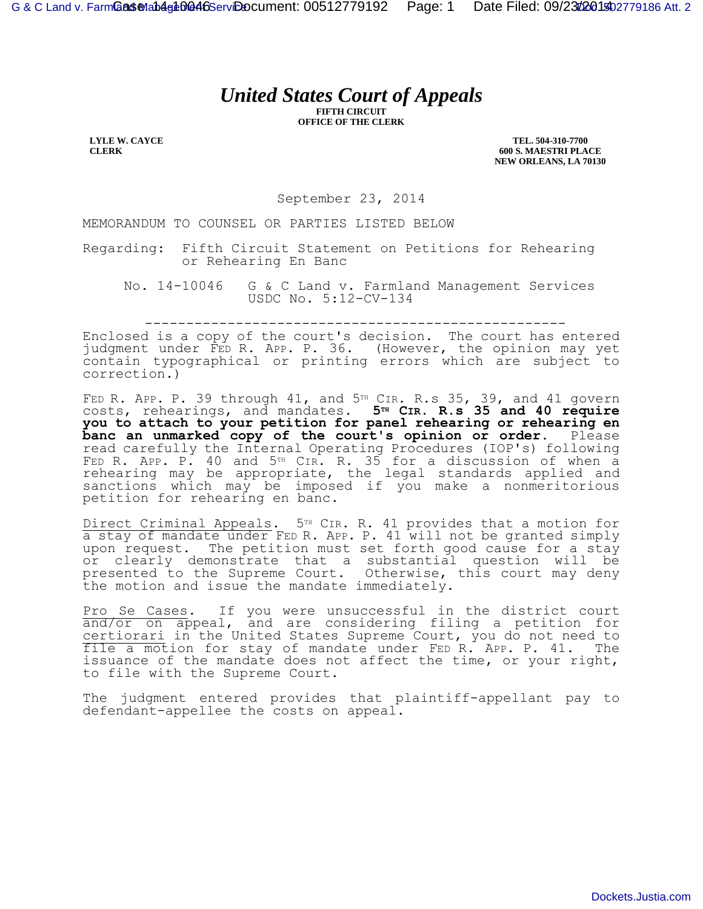# *United States Court of Appeals*

**FIFTH CIRCUIT**
**OFFICE OF THE CLERK**

**LYLE W. CAYCE**
**CLERK**

**TEL. 504-310-7700**
**600 S. MAESTRI PLACE**
**NEW ORLEANS, LA 70130**

September 23, 2014

MEMORANDUM TO COUNSEL OR PARTIES LISTED BELOW

Regarding: Fifth Circuit Statement on Petitions for Rehearing or Rehearing En Banc

No. 14-10046 G & C Land v. Farmland Management Services
USDC No. 5:12-CV-134

---

Enclosed is a copy of the court's decision. The court has entered judgment under FED R. APP. P. 36. (However, the opinion may yet contain typographical or printing errors which are subject to correction.)

FED R. APP. P. 39 through 41, and 5TH CIR. R.s 35, 39, and 41 govern costs, rehearings, and mandates. **5TH CIR. R.s 35 and 40 require you to attach to your petition for panel rehearing or rehearing en banc an unmarked copy of the court's opinion or order.** Please read carefully the Internal Operating Procedures (IOP's) following FED R. APP. P. 40 and 5TH CIR. R. 35 for a discussion of when a rehearing may be appropriate, the legal standards applied and sanctions which may be imposed if you make a nonmeritorious petition for rehearing en banc.

Direct Criminal Appeals. 5TH CIR. R. 41 provides that a motion for a stay of mandate under FED R. APP. P. 41 will not be granted simply upon request. The petition must set forth good cause for a stay or clearly demonstrate that a substantial question will be presented to the Supreme Court. Otherwise, this court may deny the motion and issue the mandate immediately.

Pro Se Cases. If you were unsuccessful in the district court and/or on appeal, and are considering filing a petition for certiorari in the United States Supreme Court, you do not need to file a motion for stay of mandate under FED R. APP. P. 41. The issuance of the mandate does not affect the time, or your right, to file with the Supreme Court.

The judgment entered provides that plaintiff-appellant pay to defendant-appellee the costs on appeal.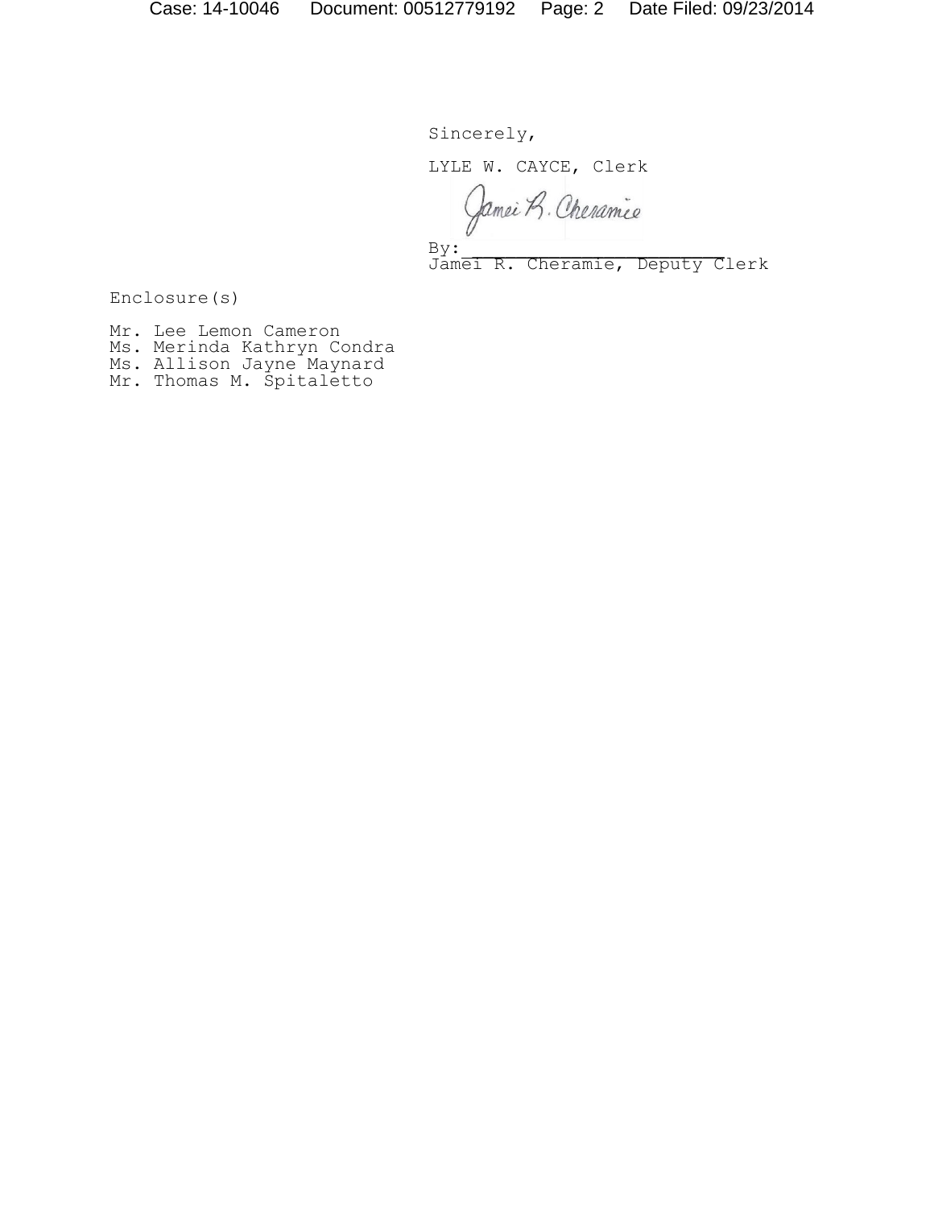Sincerely,

LYLE W. CAYCE, Clerk

By: ____________________
Jamei R. Cheramie, Deputy Clerk

Enclosure(s)

Mr. Lee Lemon Cameron
Ms. Merinda Kathryn Condra
Ms. Allison Jayne Maynard
Mr. Thomas M. Spitaletto